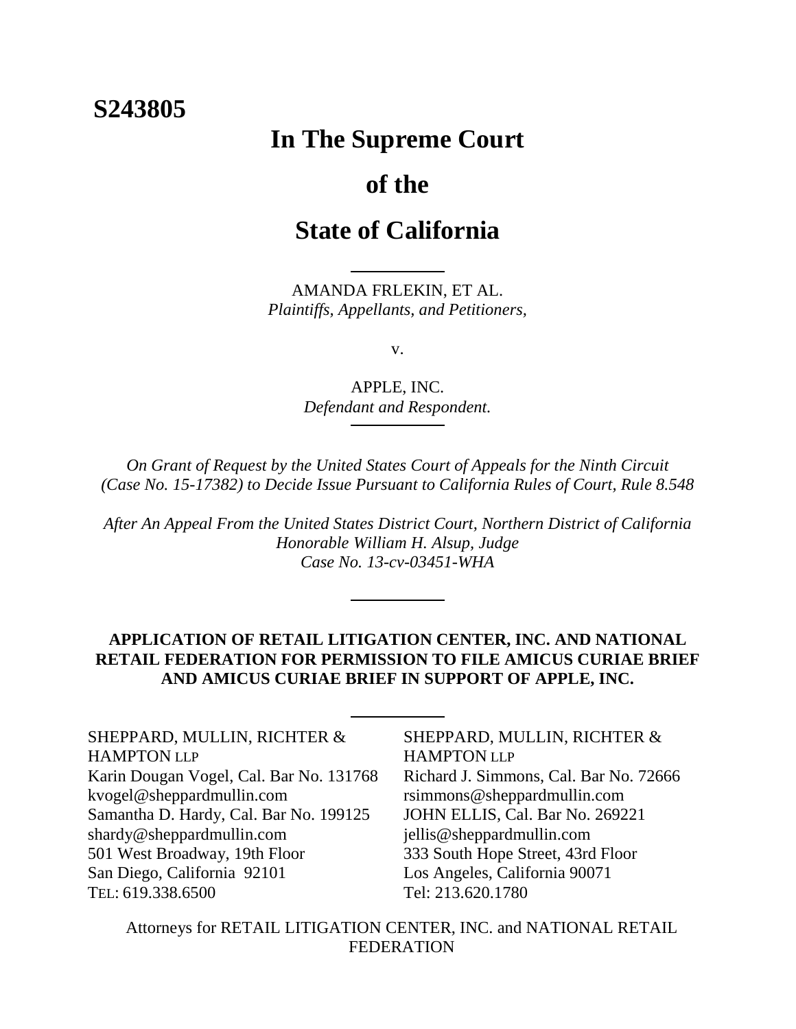**S243805**

# In The Supreme Court

# of the

# State of California

---

AMANDA FRLEKIN, ET AL.
*Plaintiffs, Appellants, and Petitioners,*

v.

APPLE, INC.
*Defendant and Respondent.*

---

*On Grant of Request by the United States Court of Appeals for the Ninth Circuit (Case No. 15-17382) to Decide Issue Pursuant to California Rules of Court, Rule 8.548*

*After An Appeal From the United States District Court, Northern District of California Honorable William H. Alsup, Judge Case No. 13-cv-03451-WHA*

---

**APPLICATION OF RETAIL LITIGATION CENTER, INC. AND NATIONAL RETAIL FEDERATION FOR PERMISSION TO FILE AMICUS CURIAE BRIEF AND AMICUS CURIAE BRIEF IN SUPPORT OF APPLE, INC.**

---

SHEPPARD, MULLIN, RICHTER & HAMPTON LLP
Karin Dougan Vogel, Cal. Bar No. 131768
kvogel@sheppardmullin.com
Samantha D. Hardy, Cal. Bar No. 199125
shardy@sheppardmullin.com
501 West Broadway, 19th Floor
San Diego, California 92101
TEL: 619.338.6500

SHEPPARD, MULLIN, RICHTER & HAMPTON LLP
Richard J. Simmons, Cal. Bar No. 72666
rsimmons@sheppardmullin.com
JOHN ELLIS, Cal. Bar No. 269221
jellis@sheppardmullin.com
333 South Hope Street, 43rd Floor
Los Angeles, California 90071
Tel: 213.620.1780

Attorneys for RETAIL LITIGATION CENTER, INC. and NATIONAL RETAIL FEDERATION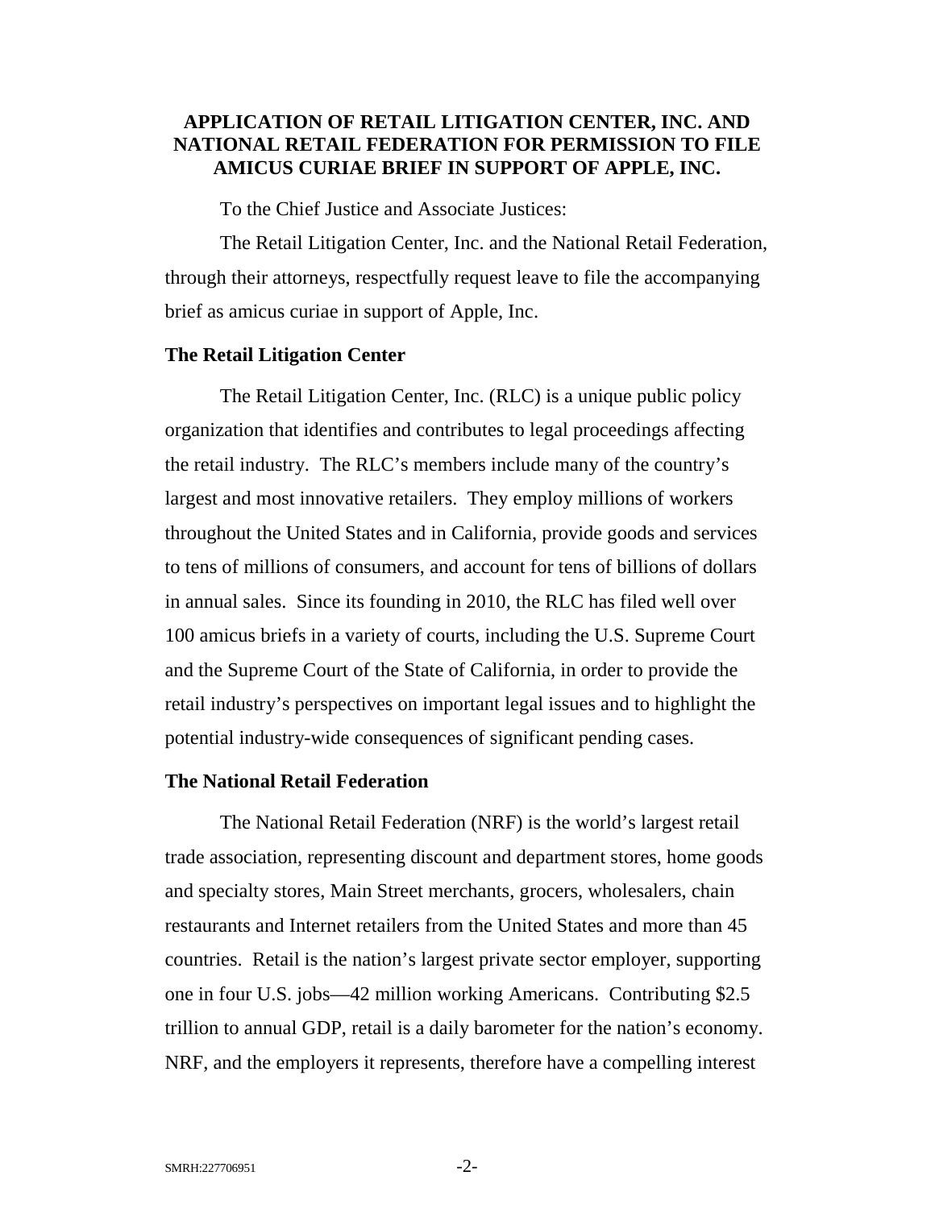# APPLICATION OF RETAIL LITIGATION CENTER, INC. AND NATIONAL RETAIL FEDERATION FOR PERMISSION TO FILE AMICUS CURIAE BRIEF IN SUPPORT OF APPLE, INC.

To the Chief Justice and Associate Justices:

The Retail Litigation Center, Inc. and the National Retail Federation, through their attorneys, respectfully request leave to file the accompanying brief as amicus curiae in support of Apple, Inc.

**The Retail Litigation Center**

The Retail Litigation Center, Inc. (RLC) is a unique public policy organization that identifies and contributes to legal proceedings affecting the retail industry. The RLC's members include many of the country's largest and most innovative retailers. They employ millions of workers throughout the United States and in California, provide goods and services to tens of millions of consumers, and account for tens of billions of dollars in annual sales. Since its founding in 2010, the RLC has filed well over 100 amicus briefs in a variety of courts, including the U.S. Supreme Court and the Supreme Court of the State of California, in order to provide the retail industry's perspectives on important legal issues and to highlight the potential industry-wide consequences of significant pending cases.

**The National Retail Federation**

The National Retail Federation (NRF) is the world's largest retail trade association, representing discount and department stores, home goods and specialty stores, Main Street merchants, grocers, wholesalers, chain restaurants and Internet retailers from the United States and more than 45 countries. Retail is the nation's largest private sector employer, supporting one in four U.S. jobs—42 million working Americans. Contributing $2.5 trillion to annual GDP, retail is a daily barometer for the nation's economy. NRF, and the employers it represents, therefore have a compelling interest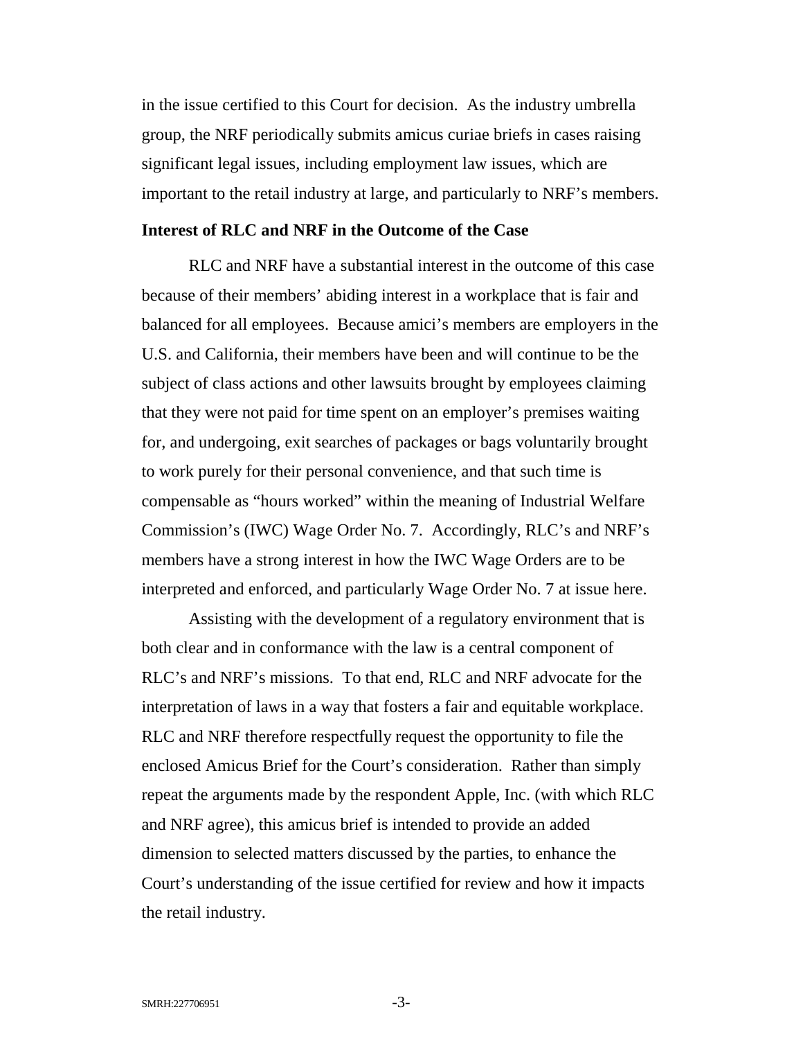in the issue certified to this Court for decision. As the industry umbrella group, the NRF periodically submits amicus curiae briefs in cases raising significant legal issues, including employment law issues, which are important to the retail industry at large, and particularly to NRF's members.

**Interest of RLC and NRF in the Outcome of the Case**

RLC and NRF have a substantial interest in the outcome of this case because of their members' abiding interest in a workplace that is fair and balanced for all employees. Because amici's members are employers in the U.S. and California, their members have been and will continue to be the subject of class actions and other lawsuits brought by employees claiming that they were not paid for time spent on an employer's premises waiting for, and undergoing, exit searches of packages or bags voluntarily brought to work purely for their personal convenience, and that such time is compensable as "hours worked" within the meaning of Industrial Welfare Commission's (IWC) Wage Order No. 7. Accordingly, RLC's and NRF's members have a strong interest in how the IWC Wage Orders are to be interpreted and enforced, and particularly Wage Order No. 7 at issue here.

Assisting with the development of a regulatory environment that is both clear and in conformance with the law is a central component of RLC's and NRF's missions. To that end, RLC and NRF advocate for the interpretation of laws in a way that fosters a fair and equitable workplace. RLC and NRF therefore respectfully request the opportunity to file the enclosed Amicus Brief for the Court's consideration. Rather than simply repeat the arguments made by the respondent Apple, Inc. (with which RLC and NRF agree), this amicus brief is intended to provide an added dimension to selected matters discussed by the parties, to enhance the Court's understanding of the issue certified for review and how it impacts the retail industry.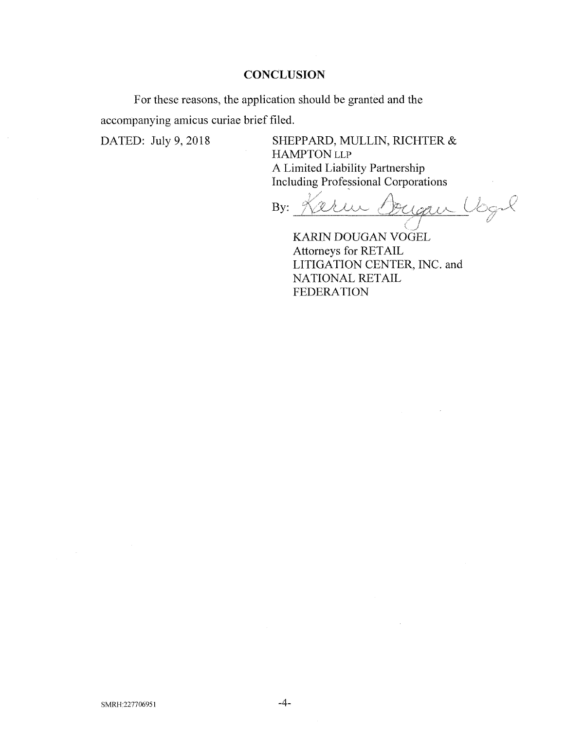## CONCLUSION

For these reasons, the application should be granted and the accompanying amicus curiae brief filed.

DATED: July 9, 2018

SHEPPARD, MULLIN, RICHTER & HAMPTON LLP
A Limited Liability Partnership
Including Professional Corporations

By: Karin Dougan Vogel

KARIN DOUGAN VOGEL
Attorneys for RETAIL LITIGATION CENTER, INC. and NATIONAL RETAIL FEDERATION

SMRH:227706951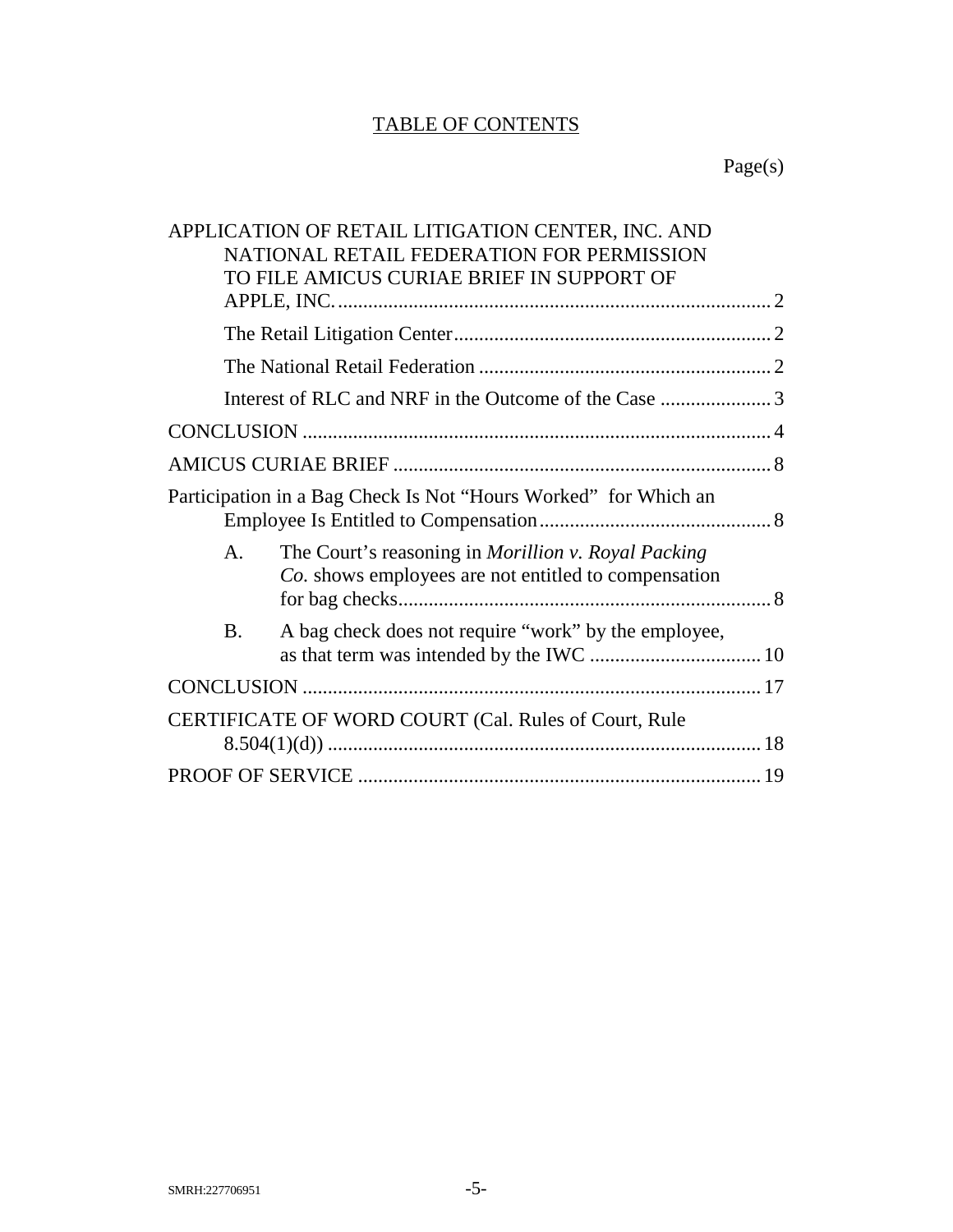# TABLE OF CONTENTS

| | Page(s) |
|---|---|
| APPLICATION OF RETAIL LITIGATION CENTER, INC. AND NATIONAL RETAIL FEDERATION FOR PERMISSION TO FILE AMICUS CURIAE BRIEF IN SUPPORT OF APPLE, INC. | 2 |
| The Retail Litigation Center | 2 |
| The National Retail Federation | 2 |
| Interest of RLC and NRF in the Outcome of the Case | 3 |
| CONCLUSION | 4 |
| AMICUS CURIAE BRIEF | 8 |
| Participation in a Bag Check Is Not "Hours Worked" for Which an Employee Is Entitled to Compensation | 8 |
| A. The Court's reasoning in *Morillion v. Royal Packing Co.* shows employees are not entitled to compensation for bag checks | 8 |
| B. A bag check does not require "work" by the employee, as that term was intended by the IWC | 10 |
| CONCLUSION | 17 |
| CERTIFICATE OF WORD COURT (Cal. Rules of Court, Rule 8.504(1)(d)) | 18 |
| PROOF OF SERVICE | 19 |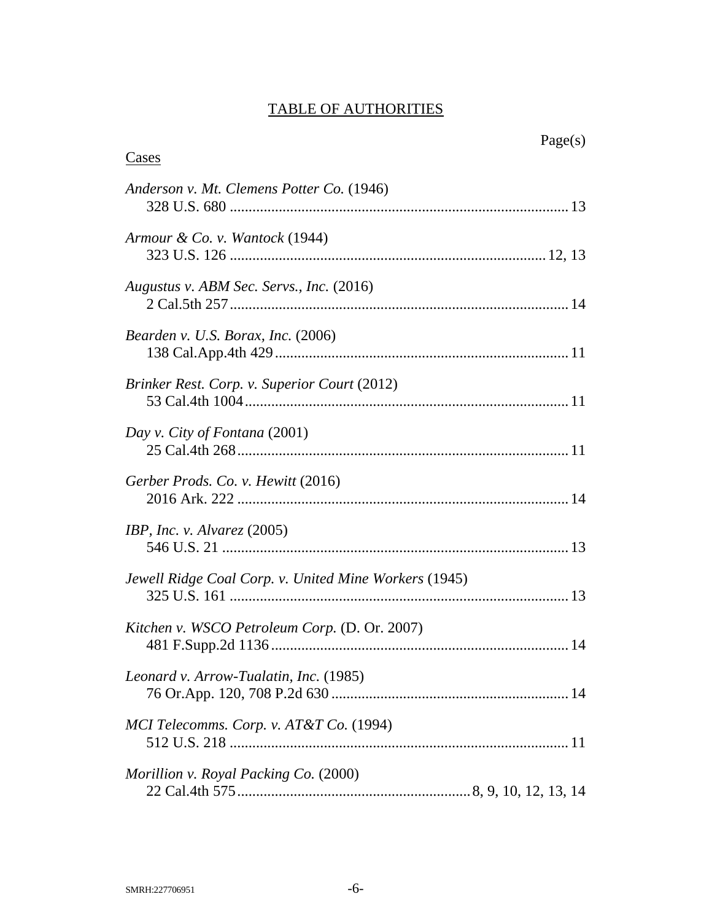# TABLE OF AUTHORITIES

Page(s)

Cases

*Anderson v. Mt. Clemens Potter Co.* (1946)
328 U.S. 680 ........................................................................................ 13

*Armour & Co. v. Wantock* (1944)
323 U.S. 126 .................................................................................. 12, 13

*Augustus v. ABM Sec. Servs., Inc.* (2016)
2 Cal.5th 257 ........................................................................................ 14

*Bearden v. U.S. Borax, Inc.* (2006)
138 Cal.App.4th 429 ............................................................................ 11

*Brinker Rest. Corp. v. Superior Court* (2012)
53 Cal.4th 1004 .................................................................................... 11

*Day v. City of Fontana* (2001)
25 Cal.4th 268 ...................................................................................... 11

*Gerber Prods. Co. v. Hewitt* (2016)
2016 Ark. 222 ...................................................................................... 14

*IBP, Inc. v. Alvarez* (2005)
546 U.S. 21 .......................................................................................... 13

*Jewell Ridge Coal Corp. v. United Mine Workers* (1945)
325 U.S. 161 ........................................................................................ 13

*Kitchen v. WSCO Petroleum Corp.* (D. Or. 2007)
481 F.Supp.2d 1136 ............................................................................. 14

*Leonard v. Arrow-Tualatin, Inc.* (1985)
76 Or.App. 120, 708 P.2d 630 .............................................................. 14

*MCI Telecomms. Corp. v. AT&T Co.* (1994)
512 U.S. 218 ........................................................................................ 11

*Morillion v. Royal Packing Co.* (2000)
22 Cal.4th 575 ............................................................ 8, 9, 10, 12, 13, 14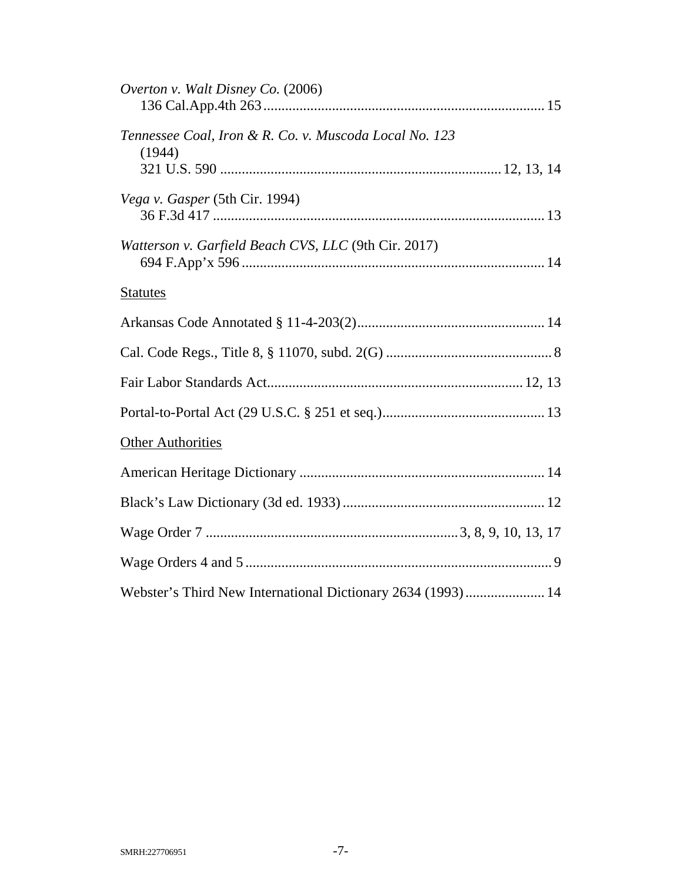*Overton v. Walt Disney Co.* (2006)
136 Cal.App.4th 263 .......... 15

*Tennessee Coal, Iron & R. Co. v. Muscoda Local No. 123* (1944)
321 U.S. 590 .......... 12, 13, 14

*Vega v. Gasper* (5th Cir. 1994)
36 F.3d 417 .......... 13

*Watterson v. Garfield Beach CVS, LLC* (9th Cir. 2017)
694 F.App'x 596 .......... 14

<u>Statutes</u>

Arkansas Code Annotated § 11-4-203(2) .......... 14

Cal. Code Regs., Title 8, § 11070, subd. 2(G) .......... 8

Fair Labor Standards Act .......... 12, 13

Portal-to-Portal Act (29 U.S.C. § 251 et seq.) .......... 13

<u>Other Authorities</u>

American Heritage Dictionary .......... 14

Black's Law Dictionary (3d ed. 1933) .......... 12

Wage Order 7 .......... 3, 8, 9, 10, 13, 17

Wage Orders 4 and 5 .......... 9

Webster's Third New International Dictionary 2634 (1993) .......... 14

SMRH:227706951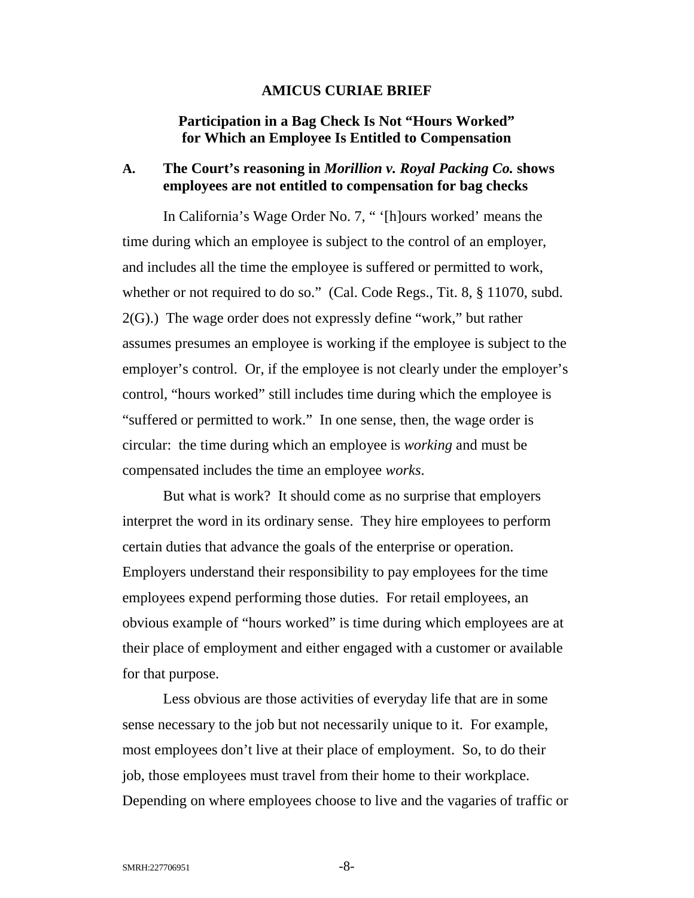## AMICUS CURIAE BRIEF

### Participation in a Bag Check Is Not "Hours Worked" for Which an Employee Is Entitled to Compensation

### A. The Court's reasoning in *Morillion v. Royal Packing Co.* shows employees are not entitled to compensation for bag checks

In California's Wage Order No. 7, " '[h]ours worked' means the time during which an employee is subject to the control of an employer, and includes all the time the employee is suffered or permitted to work, whether or not required to do so." (Cal. Code Regs., Tit. 8, § 11070, subd. 2(G).) The wage order does not expressly define "work," but rather assumes presumes an employee is working if the employee is subject to the employer's control. Or, if the employee is not clearly under the employer's control, "hours worked" still includes time during which the employee is "suffered or permitted to work." In one sense, then, the wage order is circular: the time during which an employee is *working* and must be compensated includes the time an employee *works*.

But what is work? It should come as no surprise that employers interpret the word in its ordinary sense. They hire employees to perform certain duties that advance the goals of the enterprise or operation. Employers understand their responsibility to pay employees for the time employees expend performing those duties. For retail employees, an obvious example of "hours worked" is time during which employees are at their place of employment and either engaged with a customer or available for that purpose.

Less obvious are those activities of everyday life that are in some sense necessary to the job but not necessarily unique to it. For example, most employees don't live at their place of employment. So, to do their job, those employees must travel from their home to their workplace. Depending on where employees choose to live and the vagaries of traffic or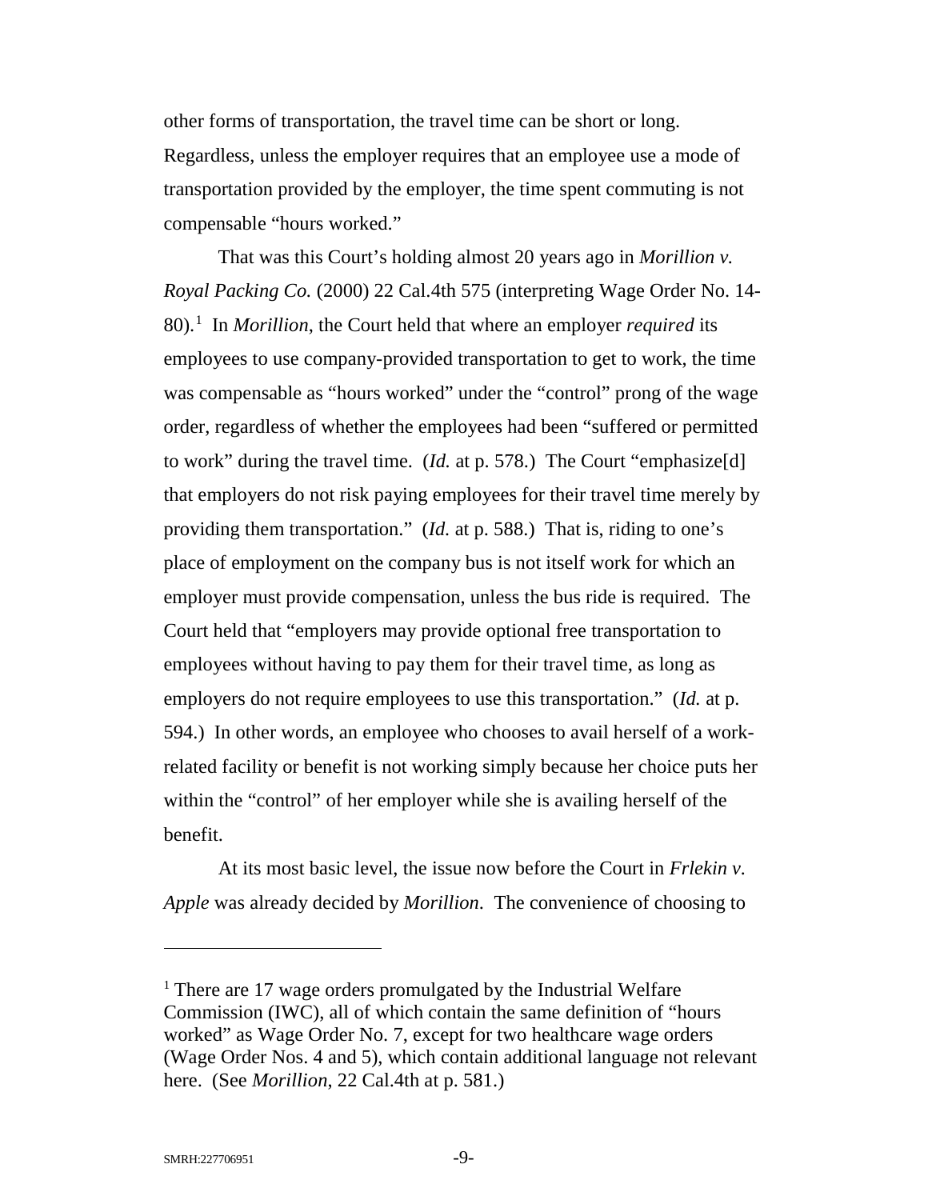other forms of transportation, the travel time can be short or long. Regardless, unless the employer requires that an employee use a mode of transportation provided by the employer, the time spent commuting is not compensable "hours worked."

That was this Court's holding almost 20 years ago in *Morillion v. Royal Packing Co.* (2000) 22 Cal.4th 575 (interpreting Wage Order No. 14-80).[1] In *Morillion*, the Court held that where an employer *required* its employees to use company-provided transportation to get to work, the time was compensable as "hours worked" under the "control" prong of the wage order, regardless of whether the employees had been "suffered or permitted to work" during the travel time. (*Id.* at p. 578.) The Court "emphasize[d] that employers do not risk paying employees for their travel time merely by providing them transportation." (*Id.* at p. 588.) That is, riding to one's place of employment on the company bus is not itself work for which an employer must provide compensation, unless the bus ride is required. The Court held that "employers may provide optional free transportation to employees without having to pay them for their travel time, as long as employers do not require employees to use this transportation." (*Id.* at p. 594.) In other words, an employee who chooses to avail herself of a work-related facility or benefit is not working simply because her choice puts her within the "control" of her employer while she is availing herself of the benefit.

At its most basic level, the issue now before the Court in *Frlekin v. Apple* was already decided by *Morillion*. The convenience of choosing to

---

[1] There are 17 wage orders promulgated by the Industrial Welfare Commission (IWC), all of which contain the same definition of "hours worked" as Wage Order No. 7, except for two healthcare wage orders (Wage Order Nos. 4 and 5), which contain additional language not relevant here. (See *Morillion*, 22 Cal.4th at p. 581.)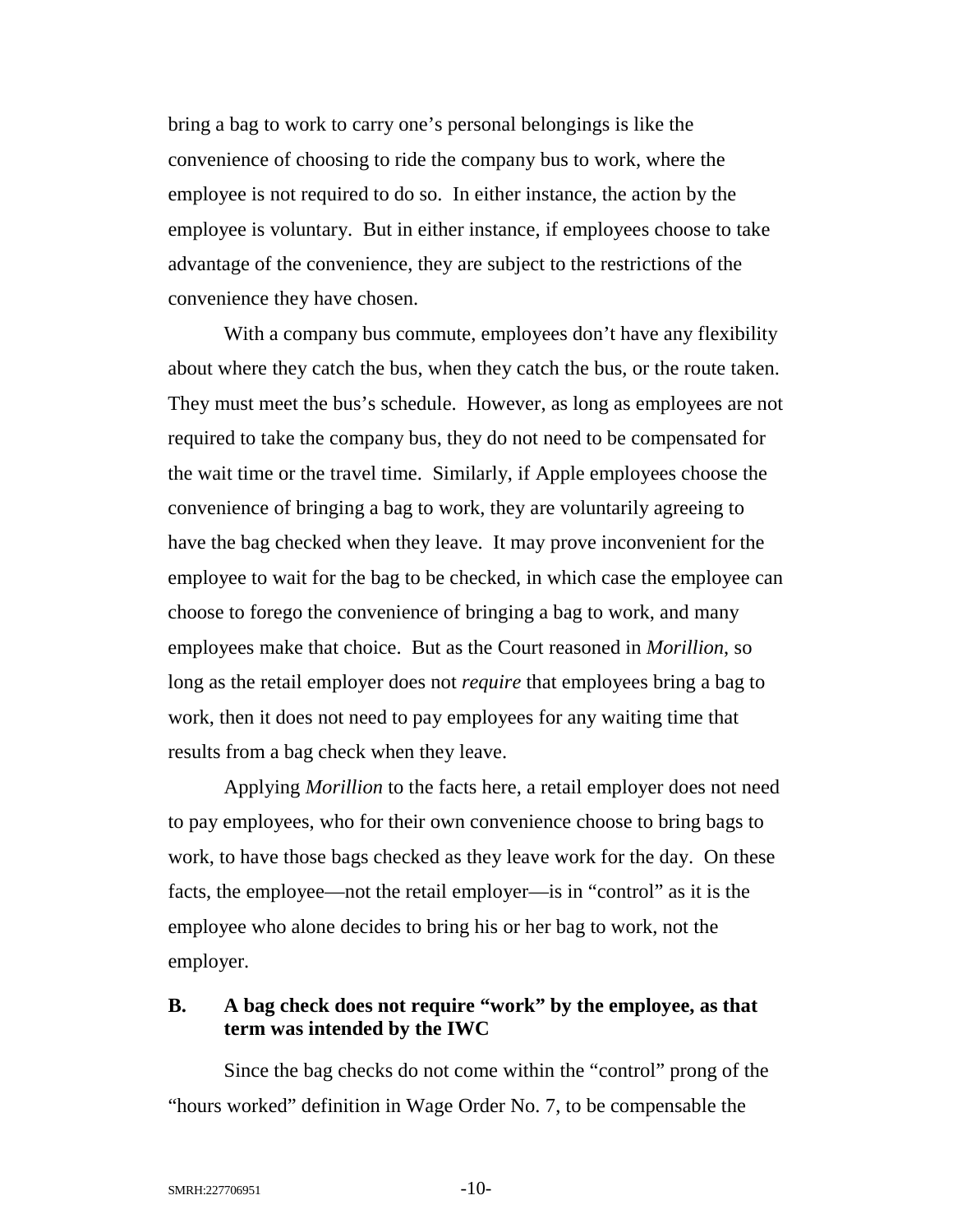bring a bag to work to carry one's personal belongings is like the convenience of choosing to ride the company bus to work, where the employee is not required to do so. In either instance, the action by the employee is voluntary. But in either instance, if employees choose to take advantage of the convenience, they are subject to the restrictions of the convenience they have chosen.

With a company bus commute, employees don't have any flexibility about where they catch the bus, when they catch the bus, or the route taken. They must meet the bus's schedule. However, as long as employees are not required to take the company bus, they do not need to be compensated for the wait time or the travel time. Similarly, if Apple employees choose the convenience of bringing a bag to work, they are voluntarily agreeing to have the bag checked when they leave. It may prove inconvenient for the employee to wait for the bag to be checked, in which case the employee can choose to forego the convenience of bringing a bag to work, and many employees make that choice. But as the Court reasoned in *Morillion*, so long as the retail employer does not *require* that employees bring a bag to work, then it does not need to pay employees for any waiting time that results from a bag check when they leave.

Applying *Morillion* to the facts here, a retail employer does not need to pay employees, who for their own convenience choose to bring bags to work, to have those bags checked as they leave work for the day. On these facts, the employee—not the retail employer—is in "control" as it is the employee who alone decides to bring his or her bag to work, not the employer.

### B. A bag check does not require "work" by the employee, as that term was intended by the IWC

Since the bag checks do not come within the "control" prong of the "hours worked" definition in Wage Order No. 7, to be compensable the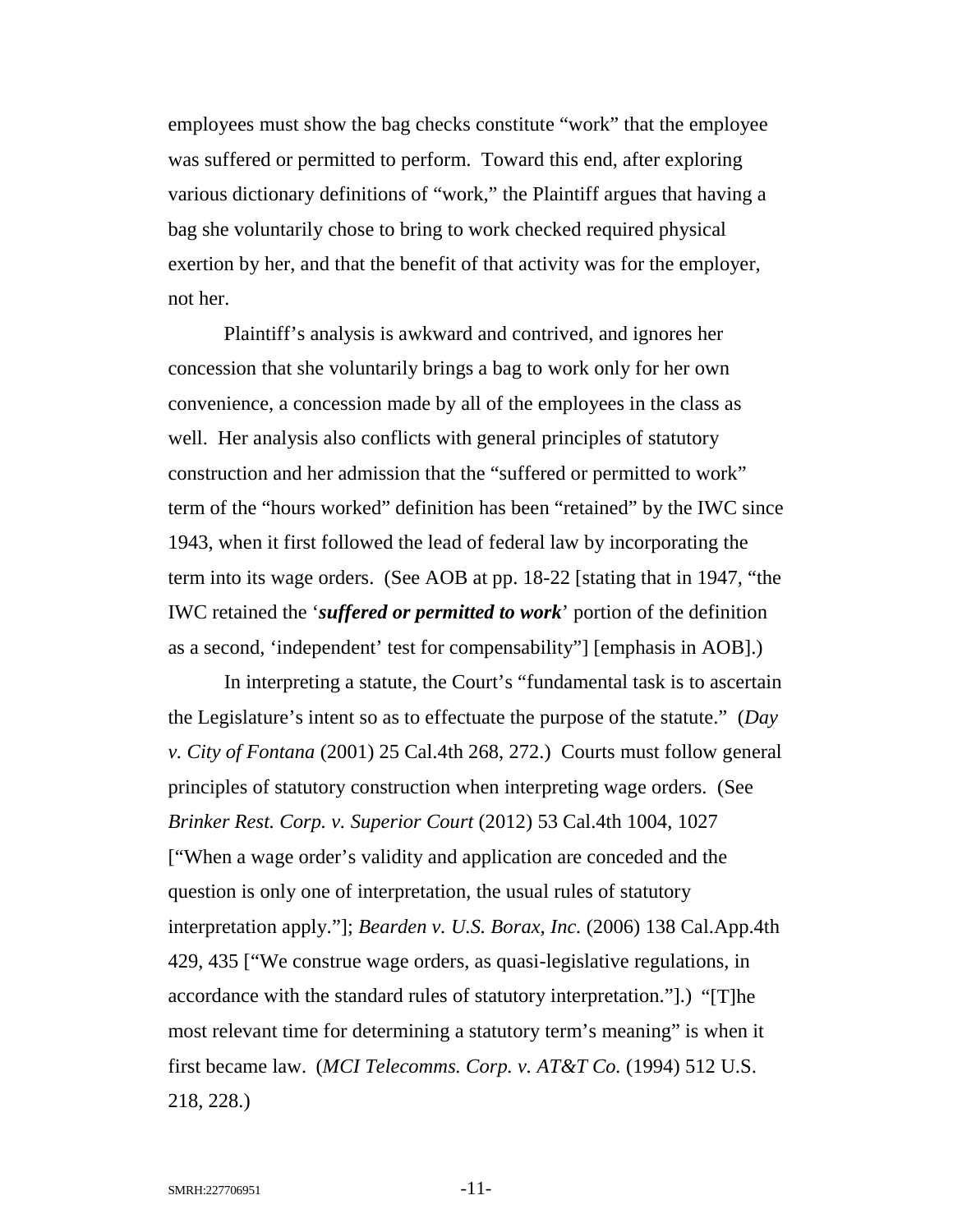employees must show the bag checks constitute "work" that the employee was suffered or permitted to perform. Toward this end, after exploring various dictionary definitions of "work," the Plaintiff argues that having a bag she voluntarily chose to bring to work checked required physical exertion by her, and that the benefit of that activity was for the employer, not her.

Plaintiff's analysis is awkward and contrived, and ignores her concession that she voluntarily brings a bag to work only for her own convenience, a concession made by all of the employees in the class as well. Her analysis also conflicts with general principles of statutory construction and her admission that the "suffered or permitted to work" term of the "hours worked" definition has been "retained" by the IWC since 1943, when it first followed the lead of federal law by incorporating the term into its wage orders. (See AOB at pp. 18-22 [stating that in 1947, "the IWC retained the '***suffered or permitted to work***' portion of the definition as a second, 'independent' test for compensability"] [emphasis in AOB].)

In interpreting a statute, the Court's "fundamental task is to ascertain the Legislature's intent so as to effectuate the purpose of the statute." (*Day v. City of Fontana* (2001) 25 Cal.4th 268, 272.) Courts must follow general principles of statutory construction when interpreting wage orders. (See *Brinker Rest. Corp. v. Superior Court* (2012) 53 Cal.4th 1004, 1027 ["When a wage order's validity and application are conceded and the question is only one of interpretation, the usual rules of statutory interpretation apply."]; *Bearden v. U.S. Borax, Inc.* (2006) 138 Cal.App.4th 429, 435 ["We construe wage orders, as quasi-legislative regulations, in accordance with the standard rules of statutory interpretation."].) "[T]he most relevant time for determining a statutory term's meaning" is when it first became law. (*MCI Telecomms. Corp. v. AT&T Co.* (1994) 512 U.S. 218, 228.)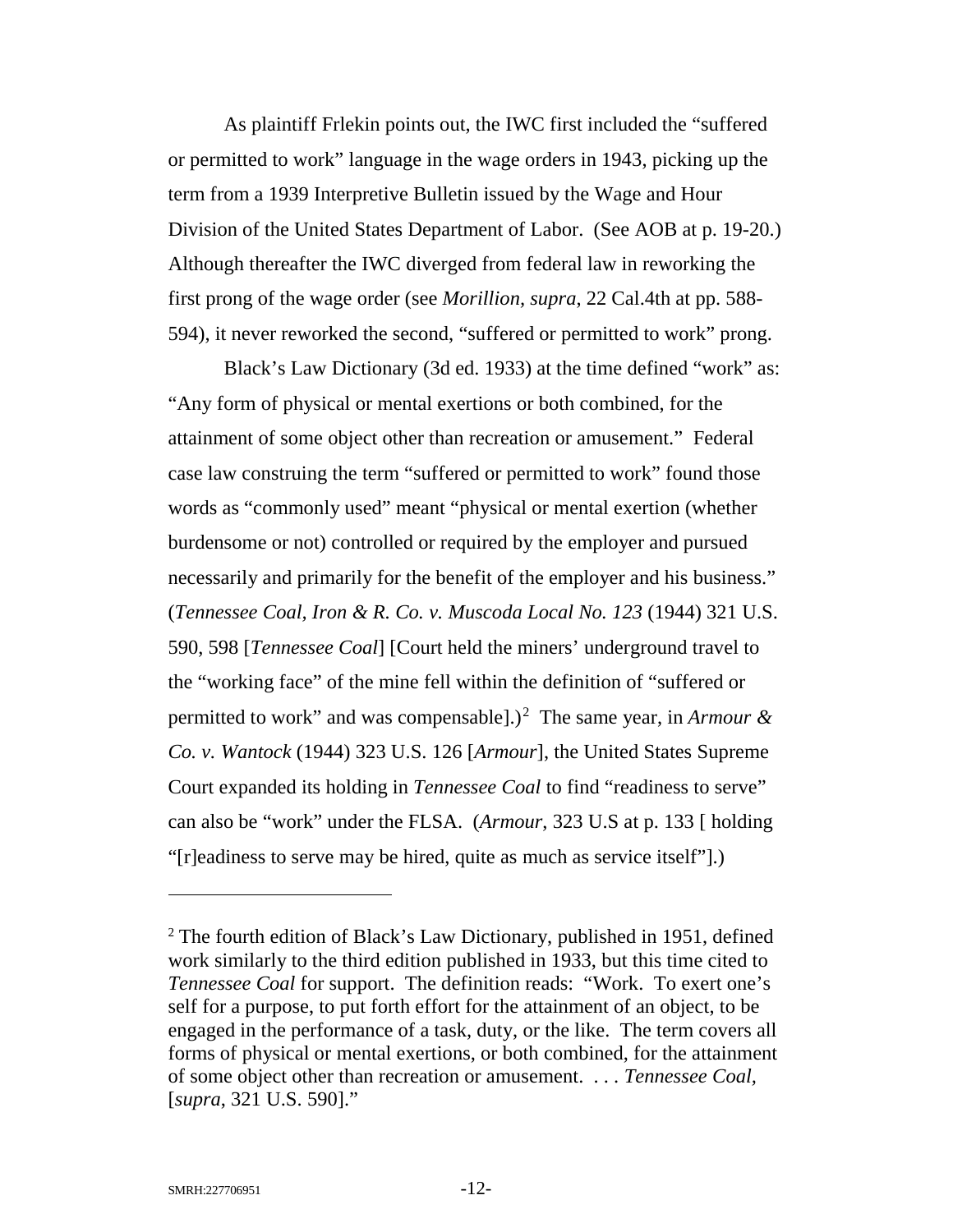As plaintiff Frlekin points out, the IWC first included the "suffered or permitted to work" language in the wage orders in 1943, picking up the term from a 1939 Interpretive Bulletin issued by the Wage and Hour Division of the United States Department of Labor. (See AOB at p. 19-20.) Although thereafter the IWC diverged from federal law in reworking the first prong of the wage order (see *Morillion*, *supra*, 22 Cal.4th at pp. 588-594), it never reworked the second, "suffered or permitted to work" prong.

Black's Law Dictionary (3d ed. 1933) at the time defined "work" as: "Any form of physical or mental exertions or both combined, for the attainment of some object other than recreation or amusement." Federal case law construing the term "suffered or permitted to work" found those words as "commonly used" meant "physical or mental exertion (whether burdensome or not) controlled or required by the employer and pursued necessarily and primarily for the benefit of the employer and his business." (*Tennessee Coal, Iron & R. Co. v. Muscoda Local No. 123* (1944) 321 U.S. 590, 598 [*Tennessee Coal*] [Court held the miners' underground travel to the "working face" of the mine fell within the definition of "suffered or permitted to work" and was compensable].)[2] The same year, in *Armour & Co. v. Wantock* (1944) 323 U.S. 126 [*Armour*], the United States Supreme Court expanded its holding in *Tennessee Coal* to find "readiness to serve" can also be "work" under the FLSA. (*Armour*, 323 U.S at p. 133 [ holding "[r]eadiness to serve may be hired, quite as much as service itself"].)

---

[2] The fourth edition of Black's Law Dictionary, published in 1951, defined work similarly to the third edition published in 1933, but this time cited to *Tennessee Coal* for support. The definition reads: "Work. To exert one's self for a purpose, to put forth effort for the attainment of an object, to be engaged in the performance of a task, duty, or the like. The term covers all forms of physical or mental exertions, or both combined, for the attainment of some object other than recreation or amusement. . . . *Tennessee Coal*, [*supra*, 321 U.S. 590]."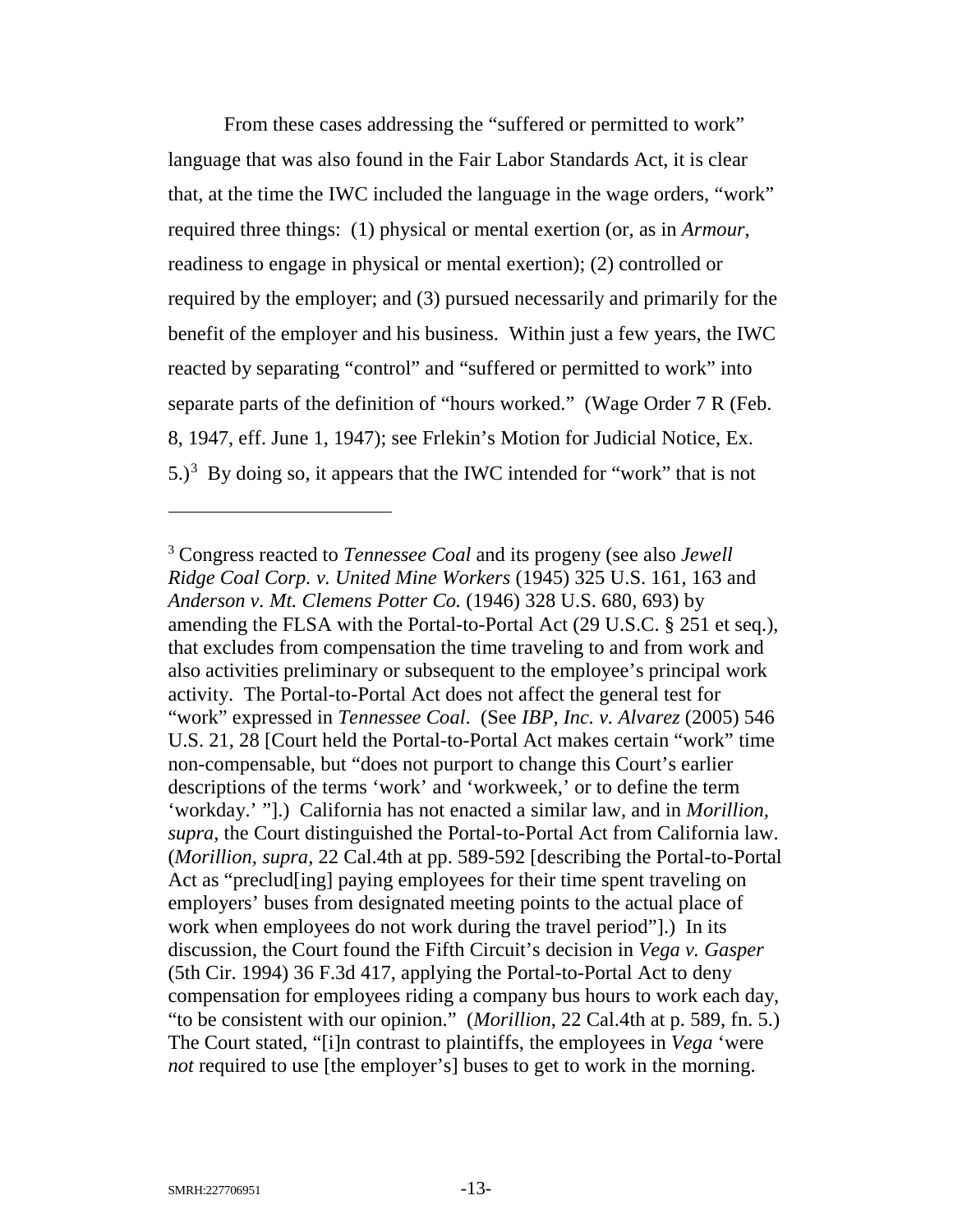From these cases addressing the "suffered or permitted to work" language that was also found in the Fair Labor Standards Act, it is clear that, at the time the IWC included the language in the wage orders, "work" required three things: (1) physical or mental exertion (or, as in *Armour*, readiness to engage in physical or mental exertion); (2) controlled or required by the employer; and (3) pursued necessarily and primarily for the benefit of the employer and his business. Within just a few years, the IWC reacted by separating "control" and "suffered or permitted to work" into separate parts of the definition of "hours worked." (Wage Order 7 R (Feb. 8, 1947, eff. June 1, 1947); see Frlekin's Motion for Judicial Notice, Ex. 5.)[3] By doing so, it appears that the IWC intended for "work" that is not

---

[3] Congress reacted to *Tennessee Coal* and its progeny (see also *Jewell Ridge Coal Corp. v. United Mine Workers* (1945) 325 U.S. 161, 163 and *Anderson v. Mt. Clemens Potter Co.* (1946) 328 U.S. 680, 693) by amending the FLSA with the Portal-to-Portal Act (29 U.S.C. § 251 et seq.), that excludes from compensation the time traveling to and from work and also activities preliminary or subsequent to the employee's principal work activity. The Portal-to-Portal Act does not affect the general test for "work" expressed in *Tennessee Coal*. (See *IBP, Inc. v. Alvarez* (2005) 546 U.S. 21, 28 [Court held the Portal-to-Portal Act makes certain "work" time non-compensable, but "does not purport to change this Court's earlier descriptions of the terms 'work' and 'workweek,' or to define the term 'workday.' "].) California has not enacted a similar law, and in *Morillion, supra*, the Court distinguished the Portal-to-Portal Act from California law. (*Morillion*, *supra*, 22 Cal.4th at pp. 589-592 [describing the Portal-to-Portal Act as "preclud[ing] paying employees for their time spent traveling on employers' buses from designated meeting points to the actual place of work when employees do not work during the travel period"].) In its discussion, the Court found the Fifth Circuit's decision in *Vega v. Gasper* (5th Cir. 1994) 36 F.3d 417, applying the Portal-to-Portal Act to deny compensation for employees riding a company bus hours to work each day, "to be consistent with our opinion." (*Morillion*, 22 Cal.4th at p. 589, fn. 5.) The Court stated, "[i]n contrast to plaintiffs, the employees in *Vega* 'were *not* required to use [the employer's] buses to get to work in the morning.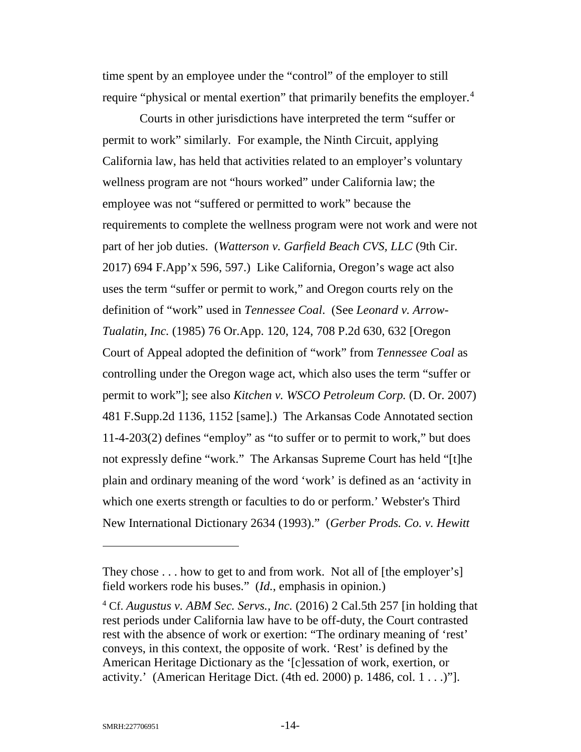time spent by an employee under the "control" of the employer to still require "physical or mental exertion" that primarily benefits the employer.[4]

Courts in other jurisdictions have interpreted the term "suffer or permit to work" similarly. For example, the Ninth Circuit, applying California law, has held that activities related to an employer's voluntary wellness program are not "hours worked" under California law; the employee was not "suffered or permitted to work" because the requirements to complete the wellness program were not work and were not part of her job duties. (*Watterson v. Garfield Beach CVS, LLC* (9th Cir. 2017) 694 F.App'x 596, 597.) Like California, Oregon's wage act also uses the term "suffer or permit to work," and Oregon courts rely on the definition of "work" used in *Tennessee Coal*. (See *Leonard v. Arrow-Tualatin, Inc.* (1985) 76 Or.App. 120, 124, 708 P.2d 630, 632 [Oregon Court of Appeal adopted the definition of "work" from *Tennessee Coal* as controlling under the Oregon wage act, which also uses the term "suffer or permit to work"]; see also *Kitchen v. WSCO Petroleum Corp.* (D. Or. 2007) 481 F.Supp.2d 1136, 1152 [same].) The Arkansas Code Annotated section 11-4-203(2) defines "employ" as "to suffer or to permit to work," but does not expressly define "work." The Arkansas Supreme Court has held "[t]he plain and ordinary meaning of the word 'work' is defined as an 'activity in which one exerts strength or faculties to do or perform.' Webster's Third New International Dictionary 2634 (1993)." (*Gerber Prods. Co. v. Hewitt*

---

They chose . . . how to get to and from work. Not all of [the employer's] field workers rode his buses." (*Id.*, emphasis in opinion.)

[4] Cf. *Augustus v. ABM Sec. Servs., Inc.* (2016) 2 Cal.5th 257 [in holding that rest periods under California law have to be off-duty, the Court contrasted rest with the absence of work or exertion: "The ordinary meaning of 'rest' conveys, in this context, the opposite of work. 'Rest' is defined by the American Heritage Dictionary as the '[c]essation of work, exertion, or activity.' (American Heritage Dict. (4th ed. 2000) p. 1486, col. 1 . . .)"].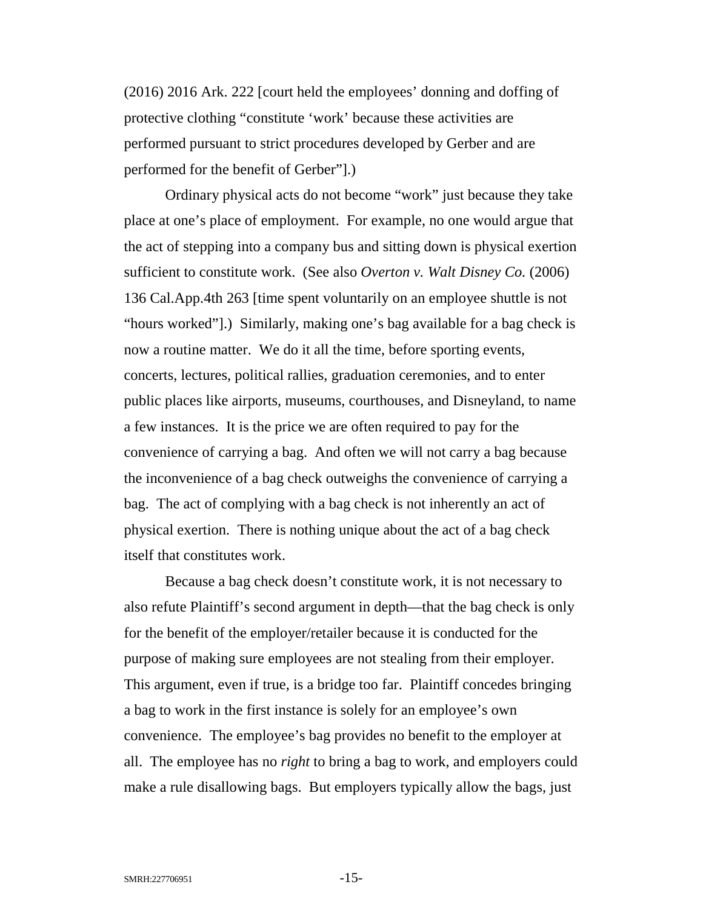(2016) 2016 Ark. 222 [court held the employees' donning and doffing of protective clothing "constitute 'work' because these activities are performed pursuant to strict procedures developed by Gerber and are performed for the benefit of Gerber"].)

Ordinary physical acts do not become "work" just because they take place at one's place of employment. For example, no one would argue that the act of stepping into a company bus and sitting down is physical exertion sufficient to constitute work. (See also *Overton v. Walt Disney Co.* (2006) 136 Cal.App.4th 263 [time spent voluntarily on an employee shuttle is not "hours worked"].) Similarly, making one's bag available for a bag check is now a routine matter. We do it all the time, before sporting events, concerts, lectures, political rallies, graduation ceremonies, and to enter public places like airports, museums, courthouses, and Disneyland, to name a few instances. It is the price we are often required to pay for the convenience of carrying a bag. And often we will not carry a bag because the inconvenience of a bag check outweighs the convenience of carrying a bag. The act of complying with a bag check is not inherently an act of physical exertion. There is nothing unique about the act of a bag check itself that constitutes work.

Because a bag check doesn't constitute work, it is not necessary to also refute Plaintiff's second argument in depth—that the bag check is only for the benefit of the employer/retailer because it is conducted for the purpose of making sure employees are not stealing from their employer. This argument, even if true, is a bridge too far. Plaintiff concedes bringing a bag to work in the first instance is solely for an employee's own convenience. The employee's bag provides no benefit to the employer at all. The employee has no *right* to bring a bag to work, and employers could make a rule disallowing bags. But employers typically allow the bags, just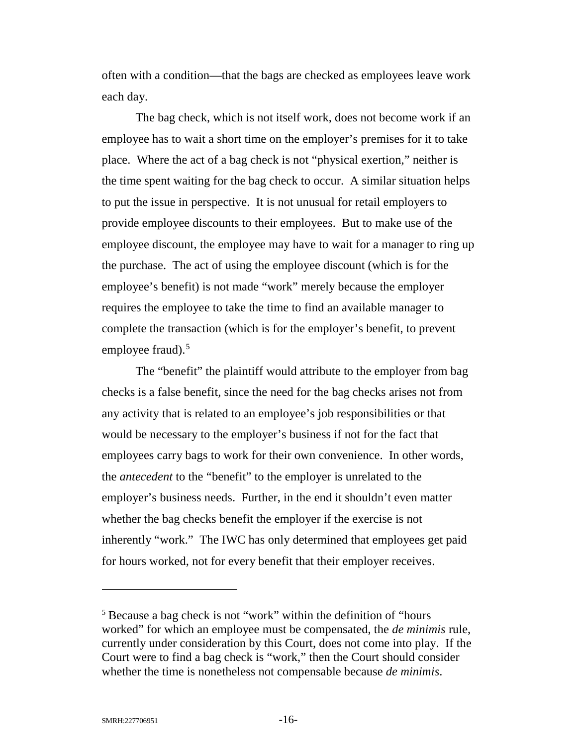often with a condition—that the bags are checked as employees leave work each day.

The bag check, which is not itself work, does not become work if an employee has to wait a short time on the employer's premises for it to take place. Where the act of a bag check is not "physical exertion," neither is the time spent waiting for the bag check to occur. A similar situation helps to put the issue in perspective. It is not unusual for retail employers to provide employee discounts to their employees. But to make use of the employee discount, the employee may have to wait for a manager to ring up the purchase. The act of using the employee discount (which is for the employee's benefit) is not made "work" merely because the employer requires the employee to take the time to find an available manager to complete the transaction (which is for the employer's benefit, to prevent employee fraud).[5]

The "benefit" the plaintiff would attribute to the employer from bag checks is a false benefit, since the need for the bag checks arises not from any activity that is related to an employee's job responsibilities or that would be necessary to the employer's business if not for the fact that employees carry bags to work for their own convenience. In other words, the *antecedent* to the "benefit" to the employer is unrelated to the employer's business needs. Further, in the end it shouldn't even matter whether the bag checks benefit the employer if the exercise is not inherently "work." The IWC has only determined that employees get paid for hours worked, not for every benefit that their employer receives.

---

[5] Because a bag check is not "work" within the definition of "hours worked" for which an employee must be compensated, the *de minimis* rule, currently under consideration by this Court, does not come into play. If the Court were to find a bag check is "work," then the Court should consider whether the time is nonetheless not compensable because *de minimis*.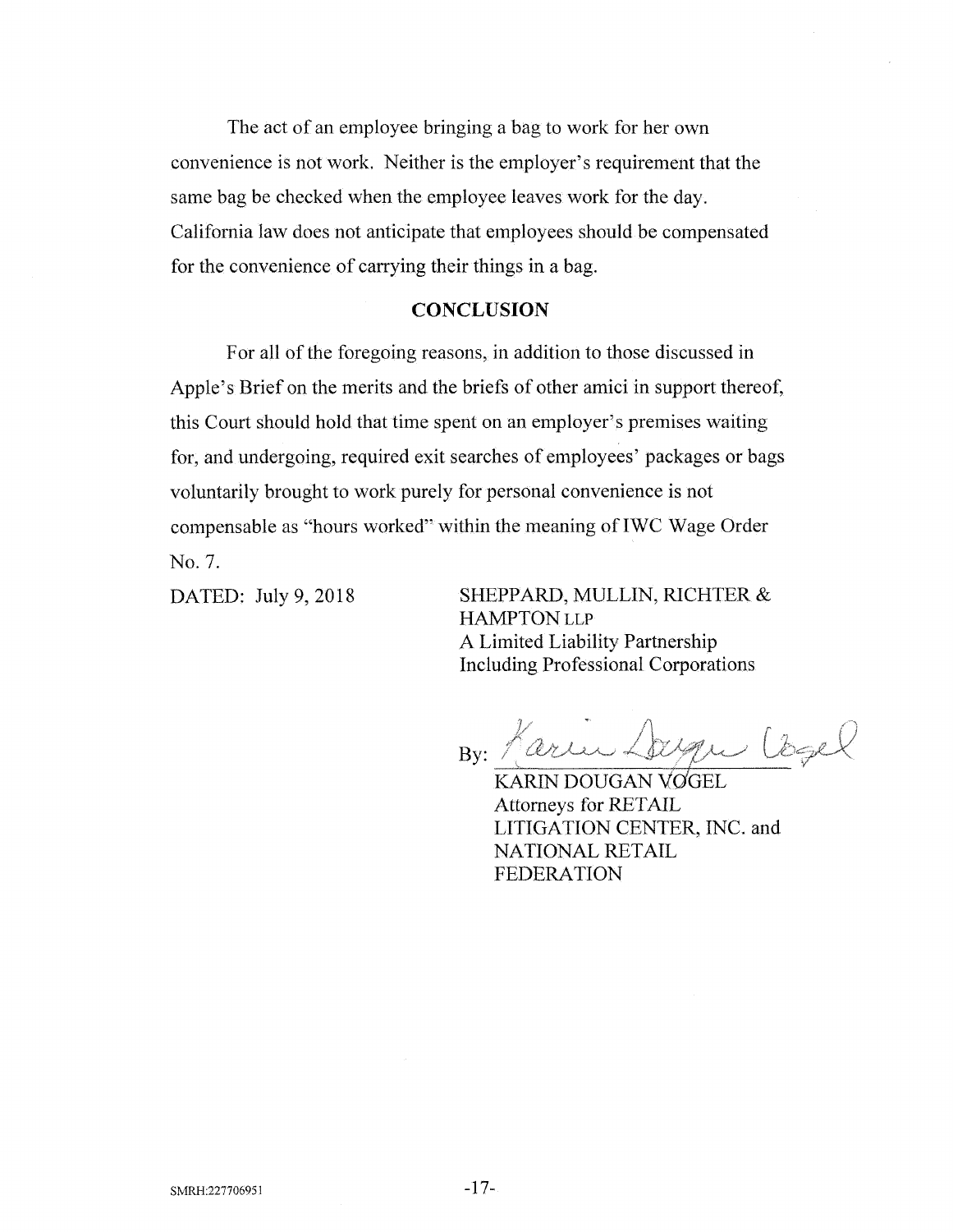The act of an employee bringing a bag to work for her own convenience is not work. Neither is the employer's requirement that the same bag be checked when the employee leaves work for the day. California law does not anticipate that employees should be compensated for the convenience of carrying their things in a bag.

## CONCLUSION

For all of the foregoing reasons, in addition to those discussed in Apple's Brief on the merits and the briefs of other amici in support thereof, this Court should hold that time spent on an employer's premises waiting for, and undergoing, required exit searches of employees' packages or bags voluntarily brought to work purely for personal convenience is not compensable as "hours worked" within the meaning of IWC Wage Order No. 7.

DATED: July 9, 2018

SHEPPARD, MULLIN, RICHTER & HAMPTON LLP
A Limited Liability Partnership
Including Professional Corporations

By: *Karin Dougan Vogel*

KARIN DOUGAN VOGEL
Attorneys for RETAIL LITIGATION CENTER, INC. and NATIONAL RETAIL FEDERATION

SMRH:227706951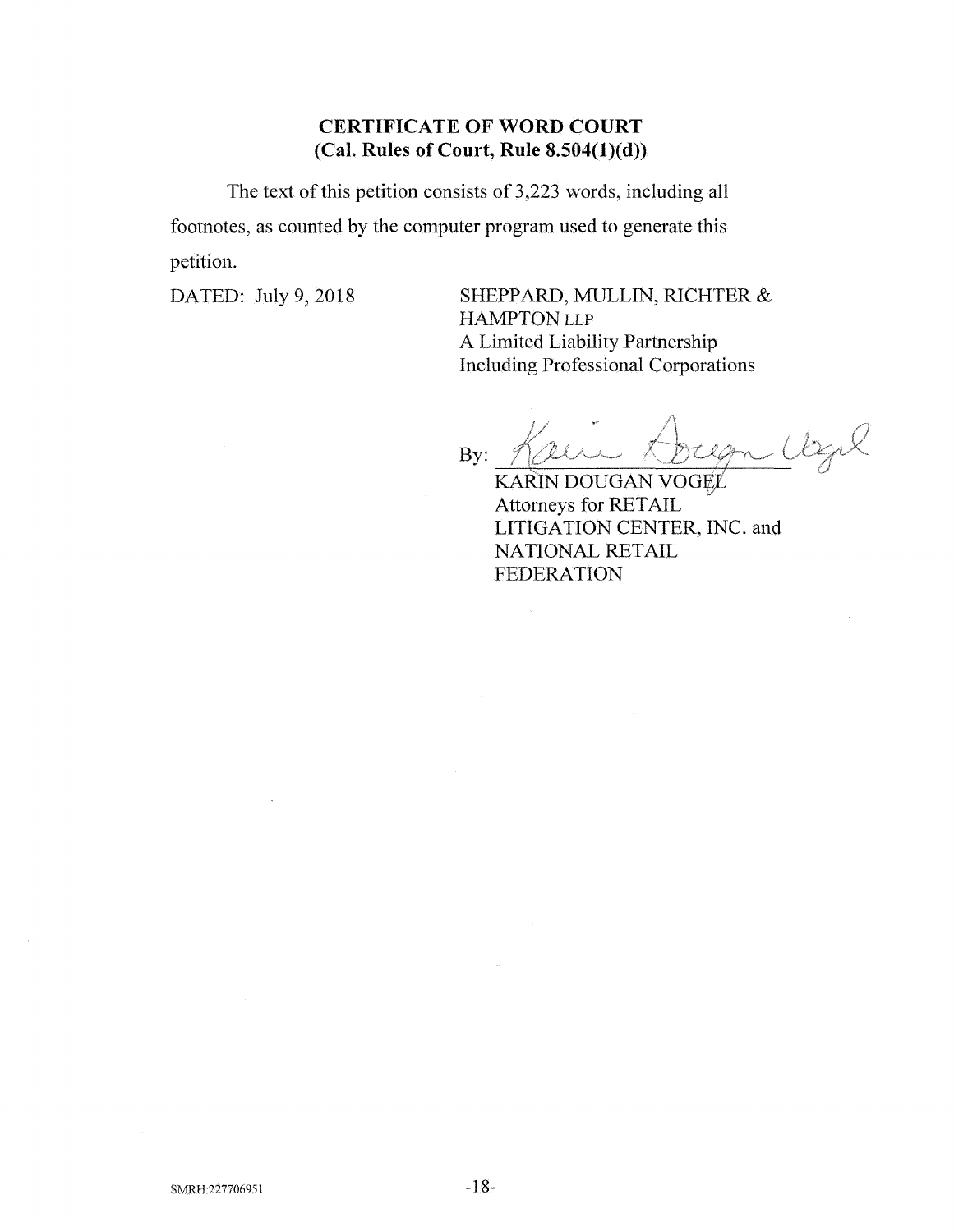**CERTIFICATE OF WORD COURT**
**(Cal. Rules of Court, Rule 8.504(1)(d))**

The text of this petition consists of 3,223 words, including all footnotes, as counted by the computer program used to generate this petition.

DATED: July 9, 2018

SHEPPARD, MULLIN, RICHTER & HAMPTON LLP
A Limited Liability Partnership
Including Professional Corporations

By: Karin Dougan Vogel

KARIN DOUGAN VOGEL
Attorneys for RETAIL LITIGATION CENTER, INC. and NATIONAL RETAIL FEDERATION

SMRH:227706951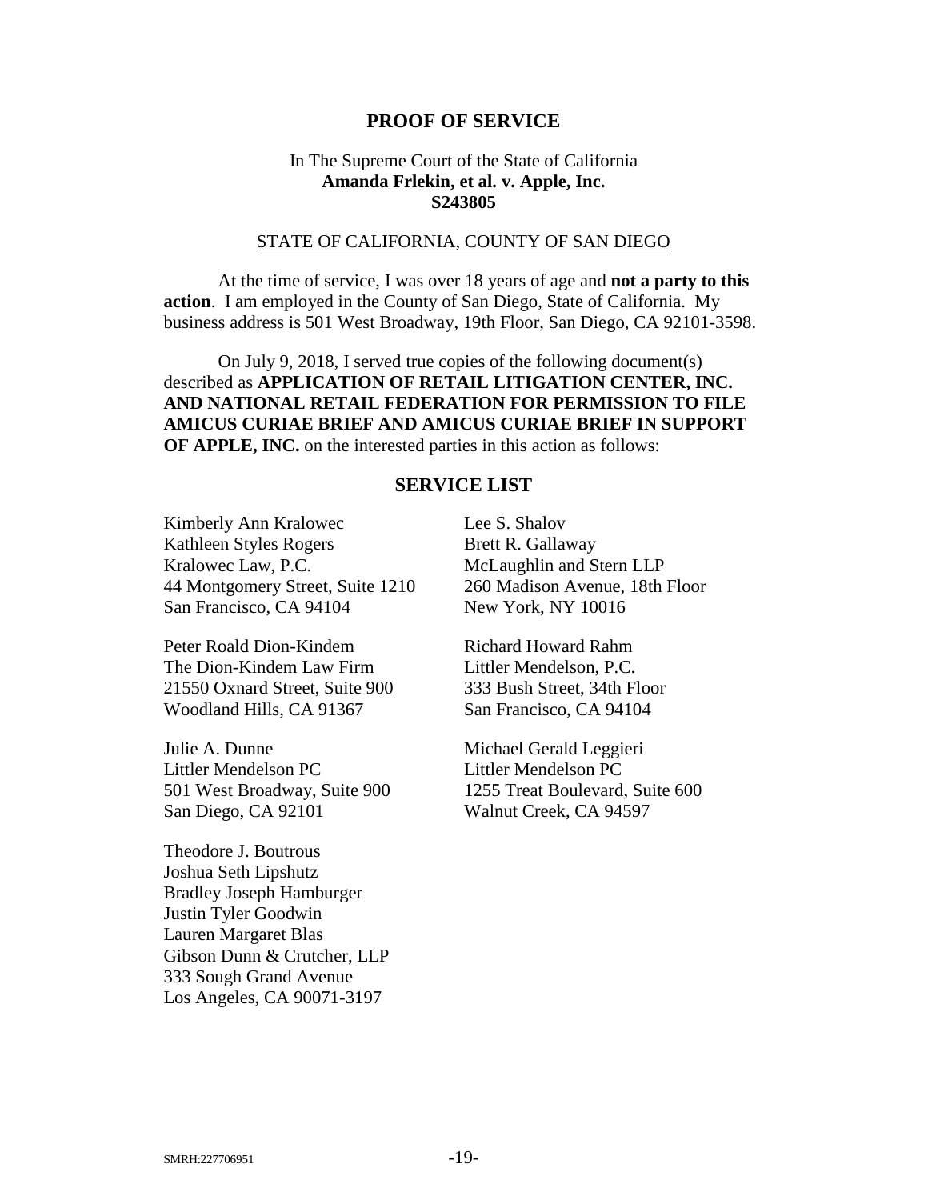## PROOF OF SERVICE

In The Supreme Court of the State of California
**Amanda Frlekin, et al. v. Apple, Inc.**
**S243805**

STATE OF CALIFORNIA, COUNTY OF SAN DIEGO

At the time of service, I was over 18 years of age and **not a party to this action**. I am employed in the County of San Diego, State of California. My business address is 501 West Broadway, 19th Floor, San Diego, CA 92101-3598.

On July 9, 2018, I served true copies of the following document(s) described as **APPLICATION OF RETAIL LITIGATION CENTER, INC. AND NATIONAL RETAIL FEDERATION FOR PERMISSION TO FILE AMICUS CURIAE BRIEF AND AMICUS CURIAE BRIEF IN SUPPORT OF APPLE, INC.** on the interested parties in this action as follows:

### SERVICE LIST

Kimberly Ann Kralowec
Kathleen Styles Rogers
Kralowec Law, P.C.
44 Montgomery Street, Suite 1210
San Francisco, CA 94104

Peter Roald Dion-Kindem
The Dion-Kindem Law Firm
21550 Oxnard Street, Suite 900
Woodland Hills, CA 91367

Julie A. Dunne
Littler Mendelson PC
501 West Broadway, Suite 900
San Diego, CA 92101

Theodore J. Boutrous
Joshua Seth Lipshutz
Bradley Joseph Hamburger
Justin Tyler Goodwin
Lauren Margaret Blas
Gibson Dunn & Crutcher, LLP
333 Sough Grand Avenue
Los Angeles, CA 90071-3197

Lee S. Shalov
Brett R. Gallaway
McLaughlin and Stern LLP
260 Madison Avenue, 18th Floor
New York, NY 10016

Richard Howard Rahm
Littler Mendelson, P.C.
333 Bush Street, 34th Floor
San Francisco, CA 94104

Michael Gerald Leggieri
Littler Mendelson PC
1255 Treat Boulevard, Suite 600
Walnut Creek, CA 94597

SMRH:227706951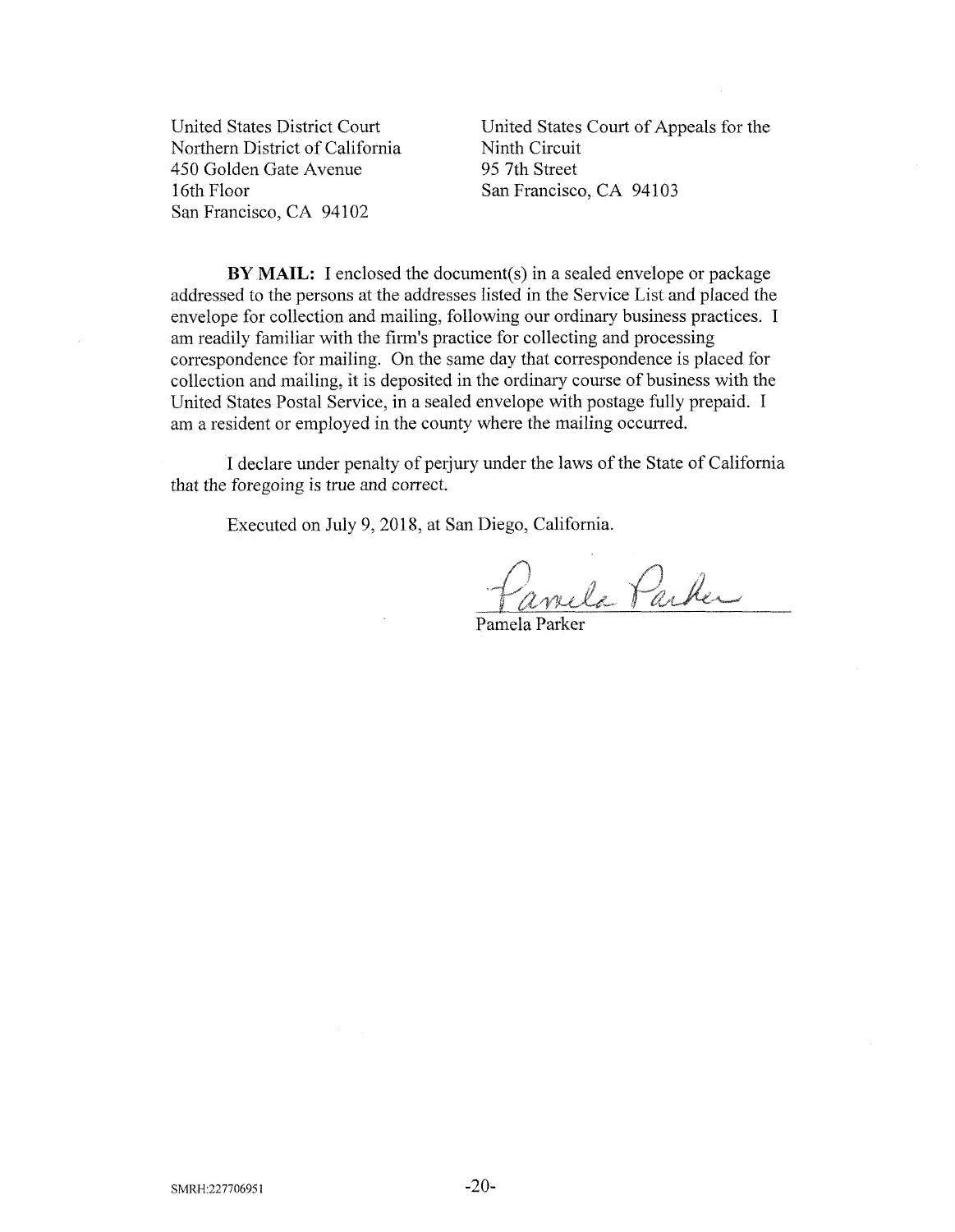United States District Court
Northern District of California
450 Golden Gate Avenue
16th Floor
San Francisco, CA 94102

United States Court of Appeals for the
Ninth Circuit
95 7th Street
San Francisco, CA 94103

**BY MAIL:** I enclosed the document(s) in a sealed envelope or package addressed to the persons at the addresses listed in the Service List and placed the envelope for collection and mailing, following our ordinary business practices. I am readily familiar with the firm's practice for collecting and processing correspondence for mailing. On the same day that correspondence is placed for collection and mailing, it is deposited in the ordinary course of business with the United States Postal Service, in a sealed envelope with postage fully prepaid. I am a resident or employed in the county where the mailing occurred.

I declare under penalty of perjury under the laws of the State of California that the foregoing is true and correct.

Executed on July 9, 2018, at San Diego, California.

Pamela Parker

Pamela Parker

SMRH:227706951